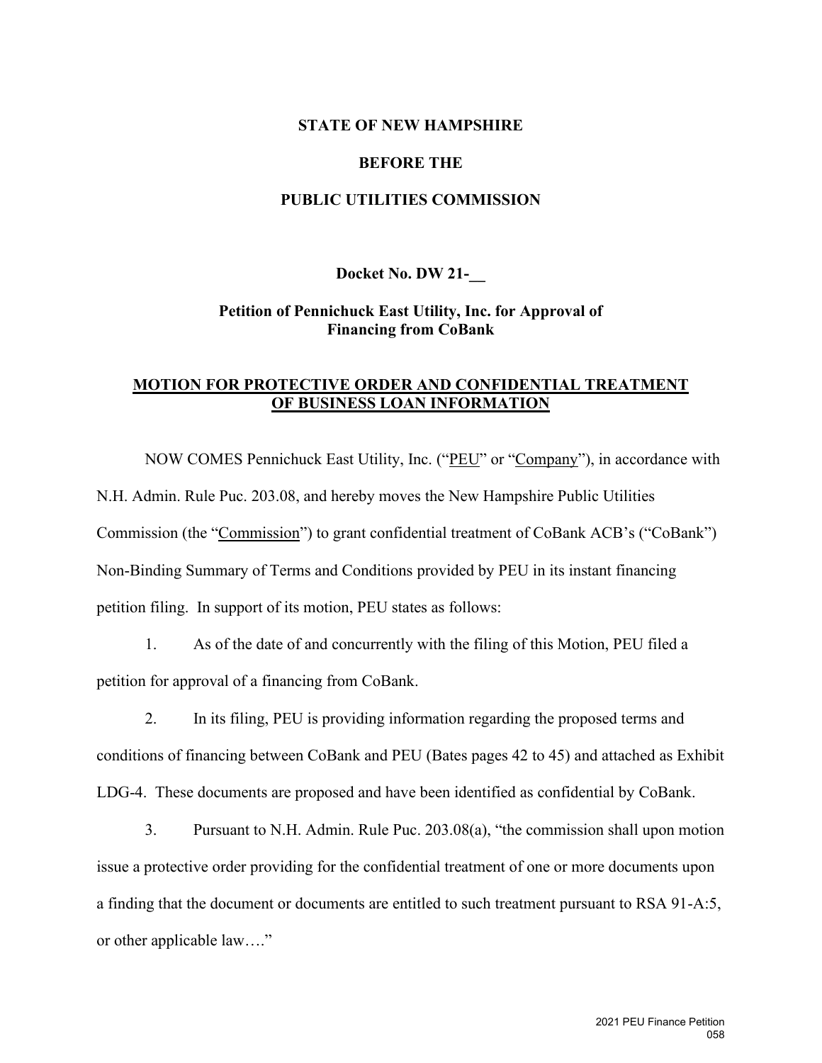**STATE OF NEW HAMPSHIRE**

**BEFORE THE**

**PUBLIC UTILITIES COMMISSION**

**Docket No. DW 21-__**

**Petition of Pennichuck East Utility, Inc. for Approval of Financing from CoBank**

## MOTION FOR PROTECTIVE ORDER AND CONFIDENTIAL TREATMENT OF BUSINESS LOAN INFORMATION

NOW COMES Pennichuck East Utility, Inc. ("PEU" or "Company"), in accordance with N.H. Admin. Rule Puc. 203.08, and hereby moves the New Hampshire Public Utilities Commission (the "Commission") to grant confidential treatment of CoBank ACB's ("CoBank") Non-Binding Summary of Terms and Conditions provided by PEU in its instant financing petition filing. In support of its motion, PEU states as follows:

1. As of the date of and concurrently with the filing of this Motion, PEU filed a petition for approval of a financing from CoBank.

2. In its filing, PEU is providing information regarding the proposed terms and conditions of financing between CoBank and PEU (Bates pages 42 to 45) and attached as Exhibit LDG-4. These documents are proposed and have been identified as confidential by CoBank.

3. Pursuant to N.H. Admin. Rule Puc. 203.08(a), "the commission shall upon motion issue a protective order providing for the confidential treatment of one or more documents upon a finding that the document or documents are entitled to such treatment pursuant to RSA 91-A:5, or other applicable law…."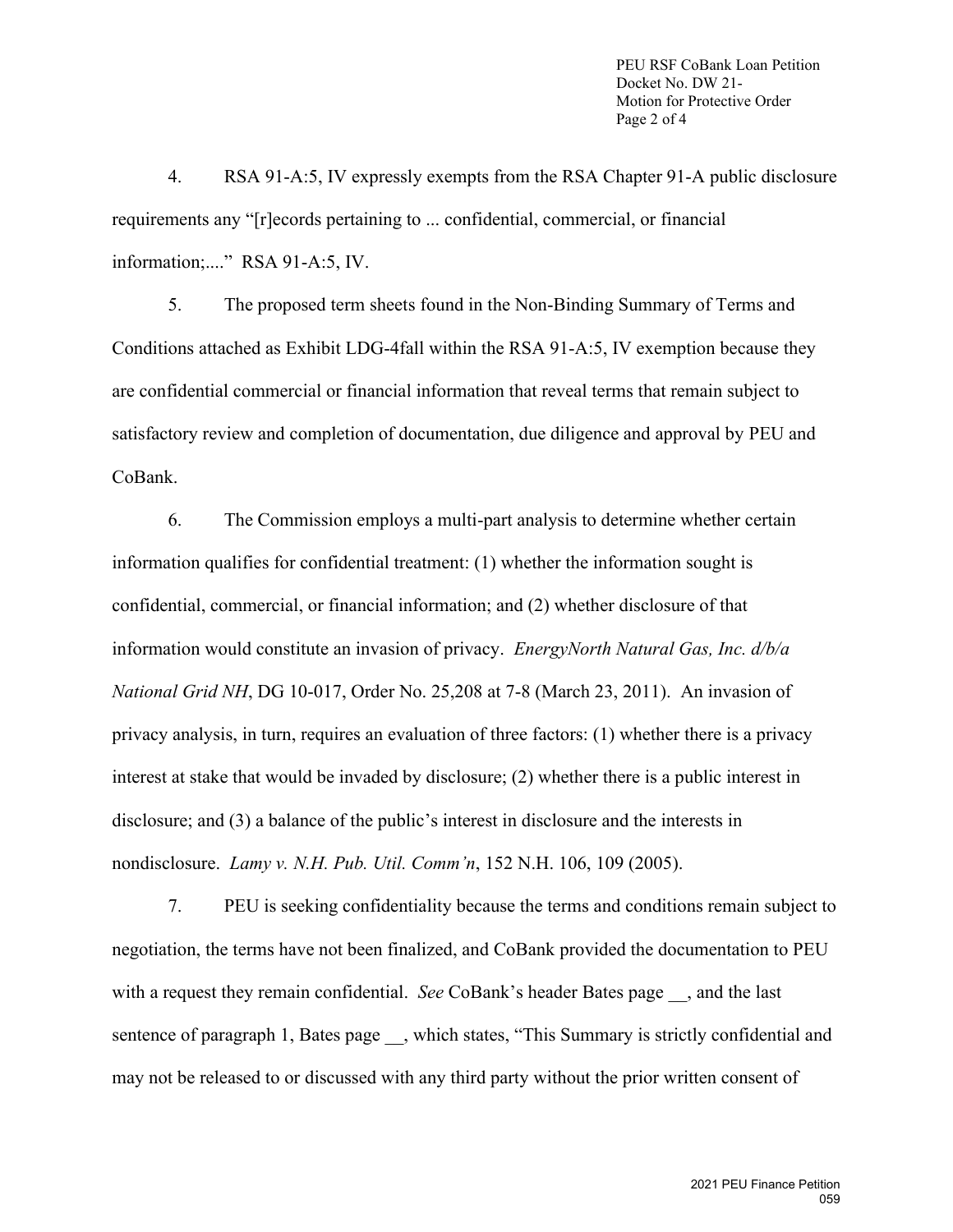4. RSA 91-A:5, IV expressly exempts from the RSA Chapter 91-A public disclosure requirements any "[r]ecords pertaining to ... confidential, commercial, or financial information;...." RSA 91-A:5, IV.

5. The proposed term sheets found in the Non-Binding Summary of Terms and Conditions attached as Exhibit LDG-4fall within the RSA 91-A:5, IV exemption because they are confidential commercial or financial information that reveal terms that remain subject to satisfactory review and completion of documentation, due diligence and approval by PEU and CoBank.

6. The Commission employs a multi-part analysis to determine whether certain information qualifies for confidential treatment: (1) whether the information sought is confidential, commercial, or financial information; and (2) whether disclosure of that information would constitute an invasion of privacy. *EnergyNorth Natural Gas, Inc. d/b/a National Grid NH*, DG 10-017, Order No. 25,208 at 7-8 (March 23, 2011). An invasion of privacy analysis, in turn, requires an evaluation of three factors: (1) whether there is a privacy interest at stake that would be invaded by disclosure; (2) whether there is a public interest in disclosure; and (3) a balance of the public's interest in disclosure and the interests in nondisclosure. *Lamy v. N.H. Pub. Util. Comm'n*, 152 N.H. 106, 109 (2005).

7. PEU is seeking confidentiality because the terms and conditions remain subject to negotiation, the terms have not been finalized, and CoBank provided the documentation to PEU with a request they remain confidential. *See* CoBank's header Bates page __, and the last sentence of paragraph 1, Bates page __, which states, "This Summary is strictly confidential and may not be released to or discussed with any third party without the prior written consent of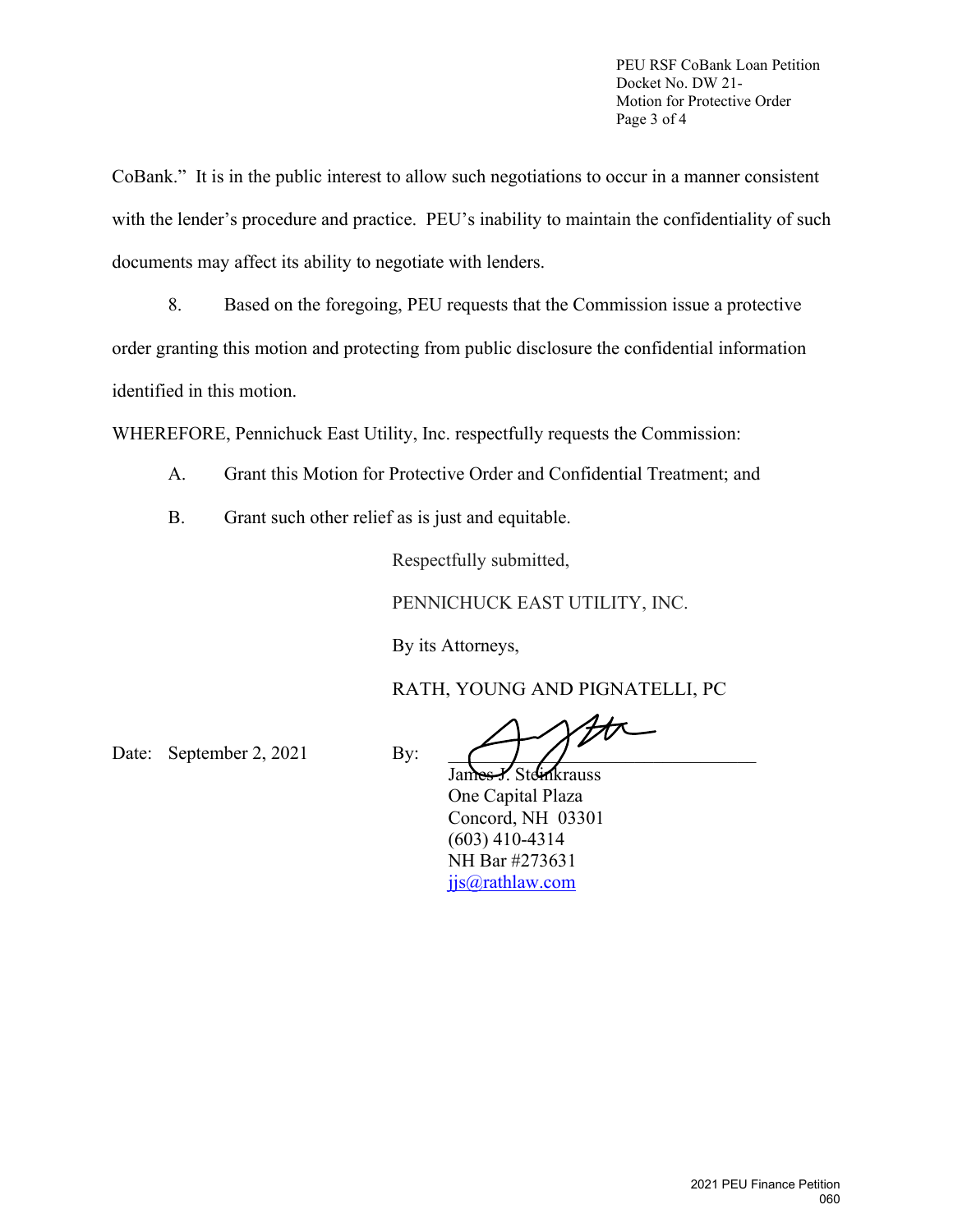CoBank." It is in the public interest to allow such negotiations to occur in a manner consistent with the lender's procedure and practice. PEU's inability to maintain the confidentiality of such documents may affect its ability to negotiate with lenders.

8. Based on the foregoing, PEU requests that the Commission issue a protective order granting this motion and protecting from public disclosure the confidential information identified in this motion.

WHEREFORE, Pennichuck East Utility, Inc. respectfully requests the Commission:

A. Grant this Motion for Protective Order and Confidential Treatment; and

B. Grant such other relief as is just and equitable.

Respectfully submitted,

PENNICHUCK EAST UTILITY, INC.

By its Attorneys,

RATH, YOUNG AND PIGNATELLI, PC

Date: September 2, 2021

By: ______________________________
James J. Steinkrauss
One Capital Plaza
Concord, NH 03301
(603) 410-4314
NH Bar #273631
jjs@rathlaw.com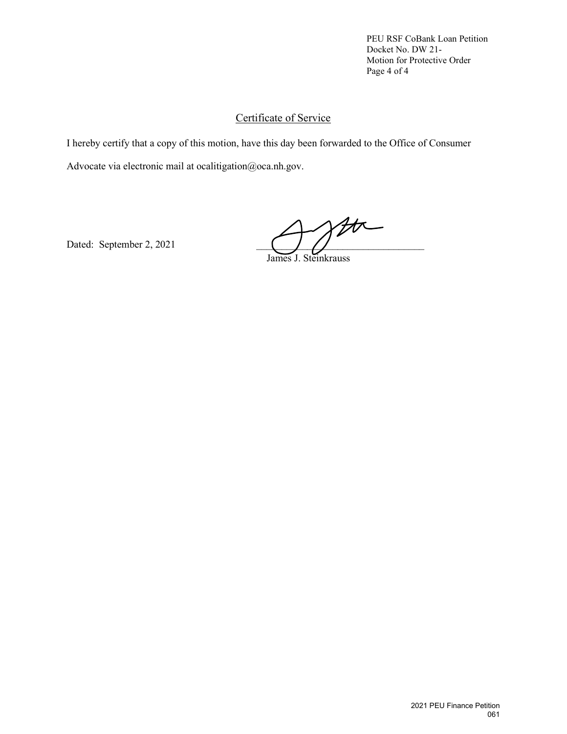## Certificate of Service

I hereby certify that a copy of this motion, have this day been forwarded to the Office of Consumer Advocate via electronic mail at ocalitigation@oca.nh.gov.

Dated: September 2, 2021

James J. Steinkrauss